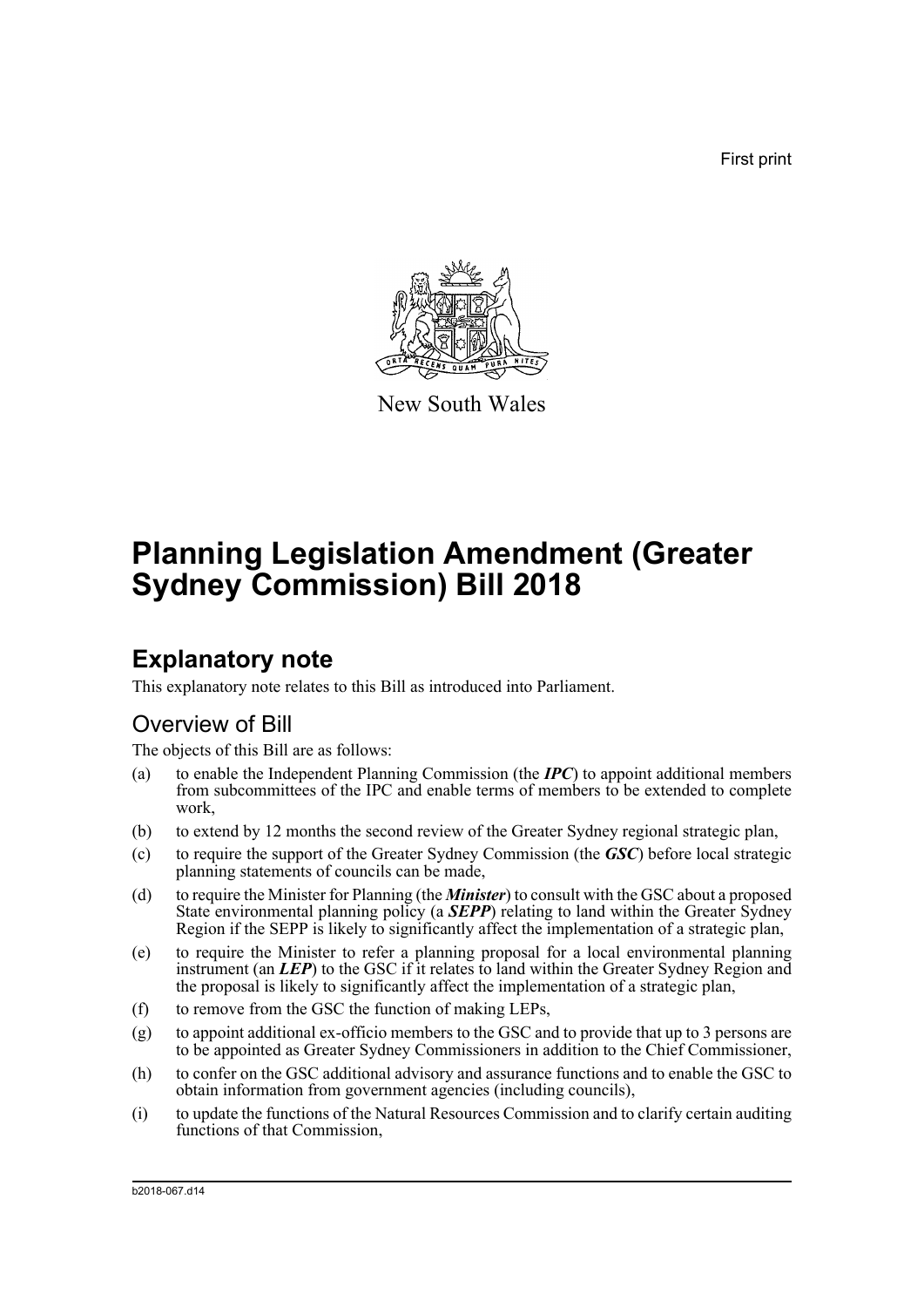First print

New South Wales

# Planning Legislation Amendment (Greater Sydney Commission) Bill 2018

## Explanatory note

This explanatory note relates to this Bill as introduced into Parliament.

### Overview of Bill

The objects of this Bill are as follows:

(a) to enable the Independent Planning Commission (the ***IPC***) to appoint additional members from subcommittees of the IPC and enable terms of members to be extended to complete work,

(b) to extend by 12 months the second review of the Greater Sydney regional strategic plan,

(c) to require the support of the Greater Sydney Commission (the ***GSC***) before local strategic planning statements of councils can be made,

(d) to require the Minister for Planning (the ***Minister***) to consult with the GSC about a proposed State environmental planning policy (a ***SEPP***) relating to land within the Greater Sydney Region if the SEPP is likely to significantly affect the implementation of a strategic plan,

(e) to require the Minister to refer a planning proposal for a local environmental planning instrument (an ***LEP***) to the GSC if it relates to land within the Greater Sydney Region and the proposal is likely to significantly affect the implementation of a strategic plan,

(f) to remove from the GSC the function of making LEPs,

(g) to appoint additional ex-officio members to the GSC and to provide that up to 3 persons are to be appointed as Greater Sydney Commissioners in addition to the Chief Commissioner,

(h) to confer on the GSC additional advisory and assurance functions and to enable the GSC to obtain information from government agencies (including councils),

(i) to update the functions of the Natural Resources Commission and to clarify certain auditing functions of that Commission,

b2018-067.d14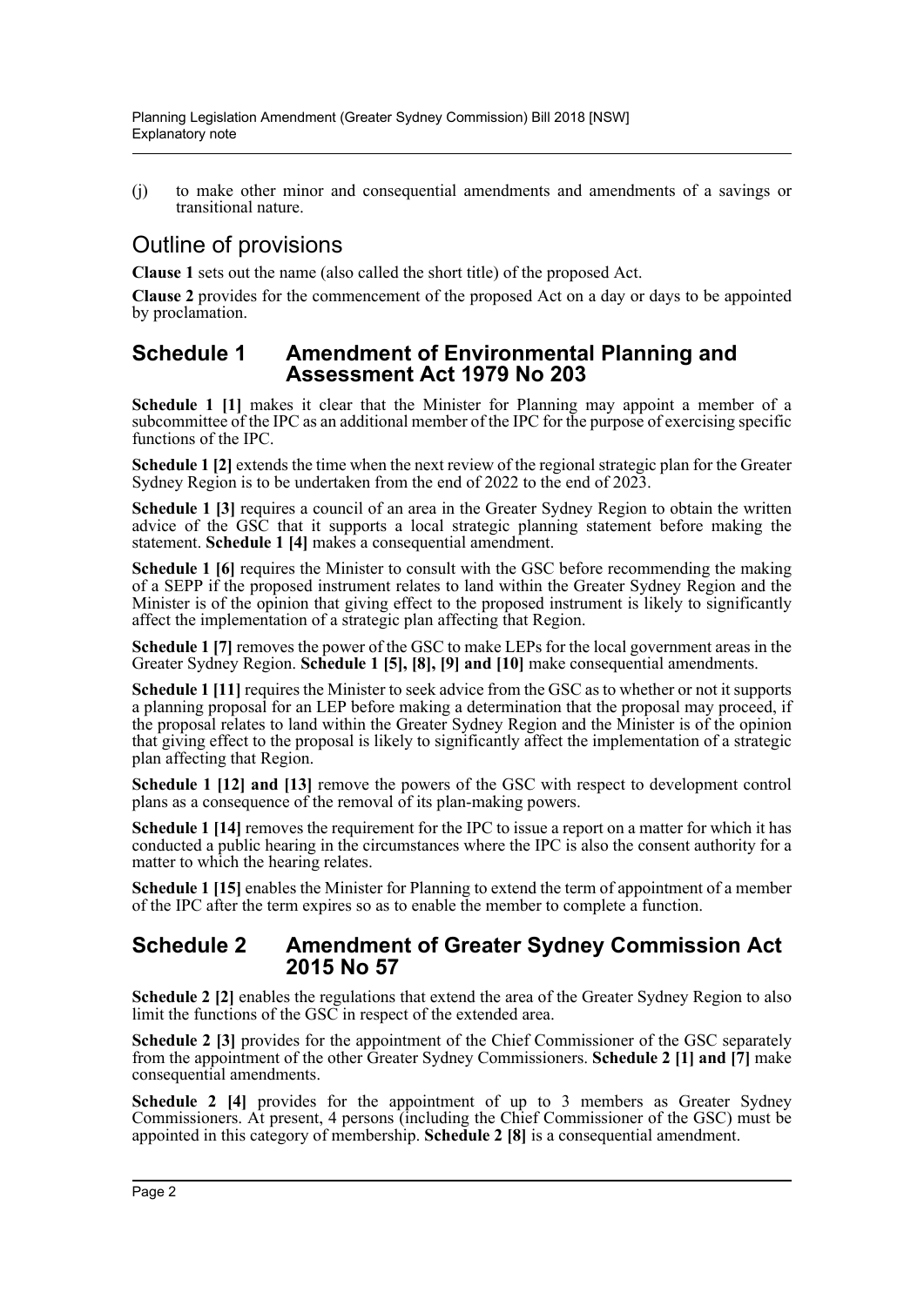(j) to make other minor and consequential amendments and amendments of a savings or transitional nature.

# Outline of provisions

**Clause 1** sets out the name (also called the short title) of the proposed Act.

**Clause 2** provides for the commencement of the proposed Act on a day or days to be appointed by proclamation.

## Schedule 1 Amendment of Environmental Planning and Assessment Act 1979 No 203

**Schedule 1 [1]** makes it clear that the Minister for Planning may appoint a member of a subcommittee of the IPC as an additional member of the IPC for the purpose of exercising specific functions of the IPC.

**Schedule 1 [2]** extends the time when the next review of the regional strategic plan for the Greater Sydney Region is to be undertaken from the end of 2022 to the end of 2023.

**Schedule 1 [3]** requires a council of an area in the Greater Sydney Region to obtain the written advice of the GSC that it supports a local strategic planning statement before making the statement. **Schedule 1 [4]** makes a consequential amendment.

**Schedule 1 [6]** requires the Minister to consult with the GSC before recommending the making of a SEPP if the proposed instrument relates to land within the Greater Sydney Region and the Minister is of the opinion that giving effect to the proposed instrument is likely to significantly affect the implementation of a strategic plan affecting that Region.

**Schedule 1 [7]** removes the power of the GSC to make LEPs for the local government areas in the Greater Sydney Region. **Schedule 1 [5], [8], [9] and [10]** make consequential amendments.

**Schedule 1 [11]** requires the Minister to seek advice from the GSC as to whether or not it supports a planning proposal for an LEP before making a determination that the proposal may proceed, if the proposal relates to land within the Greater Sydney Region and the Minister is of the opinion that giving effect to the proposal is likely to significantly affect the implementation of a strategic plan affecting that Region.

**Schedule 1 [12] and [13]** remove the powers of the GSC with respect to development control plans as a consequence of the removal of its plan-making powers.

**Schedule 1 [14]** removes the requirement for the IPC to issue a report on a matter for which it has conducted a public hearing in the circumstances where the IPC is also the consent authority for a matter to which the hearing relates.

**Schedule 1 [15]** enables the Minister for Planning to extend the term of appointment of a member of the IPC after the term expires so as to enable the member to complete a function.

## Schedule 2 Amendment of Greater Sydney Commission Act 2015 No 57

**Schedule 2 [2]** enables the regulations that extend the area of the Greater Sydney Region to also limit the functions of the GSC in respect of the extended area.

**Schedule 2 [3]** provides for the appointment of the Chief Commissioner of the GSC separately from the appointment of the other Greater Sydney Commissioners. **Schedule 2 [1] and [7]** make consequential amendments.

**Schedule 2 [4]** provides for the appointment of up to 3 members as Greater Sydney Commissioners. At present, 4 persons (including the Chief Commissioner of the GSC) must be appointed in this category of membership. **Schedule 2 [8]** is a consequential amendment.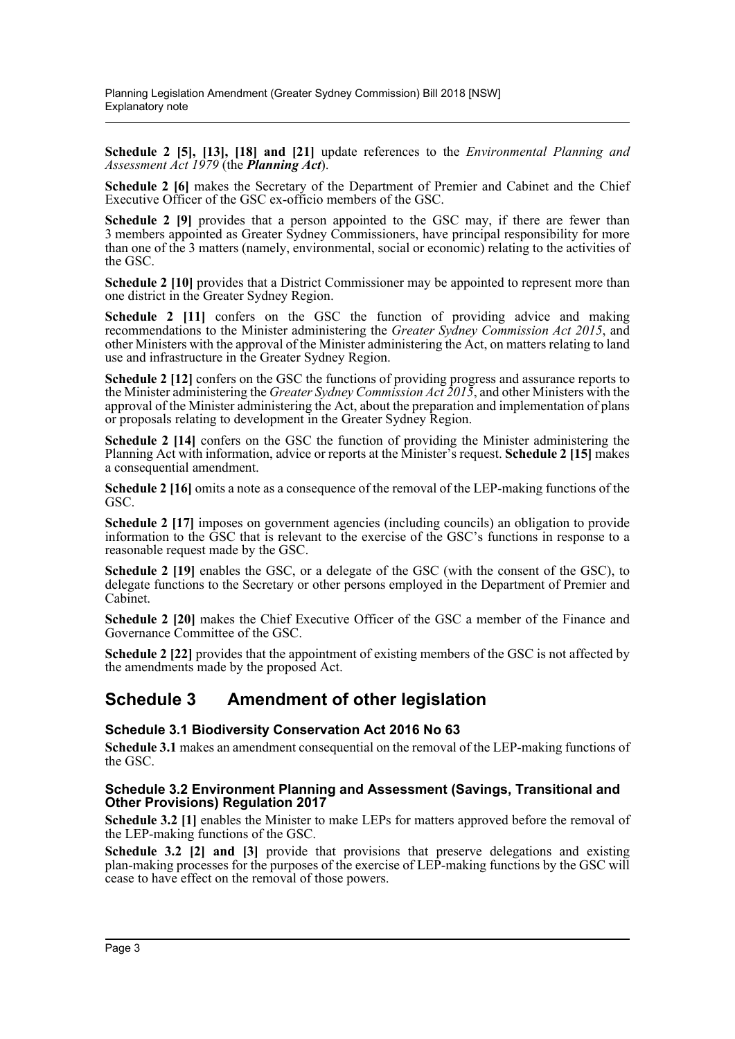**Schedule 2 [5], [13], [18] and [21]** update references to the *Environmental Planning and Assessment Act 1979* (the ***Planning Act***).

**Schedule 2 [6]** makes the Secretary of the Department of Premier and Cabinet and the Chief Executive Officer of the GSC ex-officio members of the GSC.

**Schedule 2 [9]** provides that a person appointed to the GSC may, if there are fewer than 3 members appointed as Greater Sydney Commissioners, have principal responsibility for more than one of the 3 matters (namely, environmental, social or economic) relating to the activities of the GSC.

**Schedule 2 [10]** provides that a District Commissioner may be appointed to represent more than one district in the Greater Sydney Region.

**Schedule 2 [11]** confers on the GSC the function of providing advice and making recommendations to the Minister administering the *Greater Sydney Commission Act 2015*, and other Ministers with the approval of the Minister administering the Act, on matters relating to land use and infrastructure in the Greater Sydney Region.

**Schedule 2 [12]** confers on the GSC the functions of providing progress and assurance reports to the Minister administering the *Greater Sydney Commission Act 2015*, and other Ministers with the approval of the Minister administering the Act, about the preparation and implementation of plans or proposals relating to development in the Greater Sydney Region.

**Schedule 2 [14]** confers on the GSC the function of providing the Minister administering the Planning Act with information, advice or reports at the Minister's request. **Schedule 2 [15]** makes a consequential amendment.

**Schedule 2 [16]** omits a note as a consequence of the removal of the LEP-making functions of the GSC.

**Schedule 2 [17]** imposes on government agencies (including councils) an obligation to provide information to the GSC that is relevant to the exercise of the GSC's functions in response to a reasonable request made by the GSC.

**Schedule 2 [19]** enables the GSC, or a delegate of the GSC (with the consent of the GSC), to delegate functions to the Secretary or other persons employed in the Department of Premier and Cabinet.

**Schedule 2 [20]** makes the Chief Executive Officer of the GSC a member of the Finance and Governance Committee of the GSC.

**Schedule 2 [22]** provides that the appointment of existing members of the GSC is not affected by the amendments made by the proposed Act.

## Schedule 3 Amendment of other legislation

### Schedule 3.1 Biodiversity Conservation Act 2016 No 63

**Schedule 3.1** makes an amendment consequential on the removal of the LEP-making functions of the GSC.

### Schedule 3.2 Environment Planning and Assessment (Savings, Transitional and Other Provisions) Regulation 2017

**Schedule 3.2 [1]** enables the Minister to make LEPs for matters approved before the removal of the LEP-making functions of the GSC.

**Schedule 3.2 [2] and [3]** provide that provisions that preserve delegations and existing plan-making processes for the purposes of the exercise of LEP-making functions by the GSC will cease to have effect on the removal of those powers.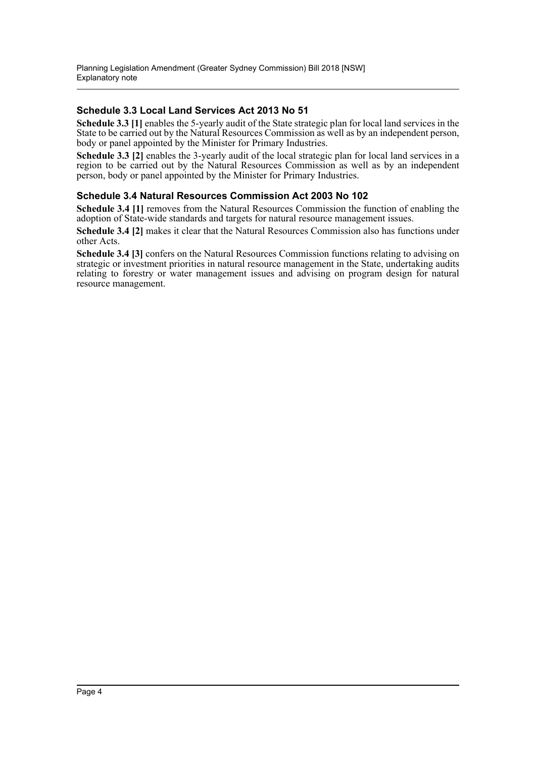### Schedule 3.3 Local Land Services Act 2013 No 51

**Schedule 3.3 [1]** enables the 5-yearly audit of the State strategic plan for local land services in the State to be carried out by the Natural Resources Commission as well as by an independent person, body or panel appointed by the Minister for Primary Industries.

**Schedule 3.3 [2]** enables the 3-yearly audit of the local strategic plan for local land services in a region to be carried out by the Natural Resources Commission as well as by an independent person, body or panel appointed by the Minister for Primary Industries.

### Schedule 3.4 Natural Resources Commission Act 2003 No 102

**Schedule 3.4 [1]** removes from the Natural Resources Commission the function of enabling the adoption of State-wide standards and targets for natural resource management issues.

**Schedule 3.4 [2]** makes it clear that the Natural Resources Commission also has functions under other Acts.

**Schedule 3.4 [3]** confers on the Natural Resources Commission functions relating to advising on strategic or investment priorities in natural resource management in the State, undertaking audits relating to forestry or water management issues and advising on program design for natural resource management.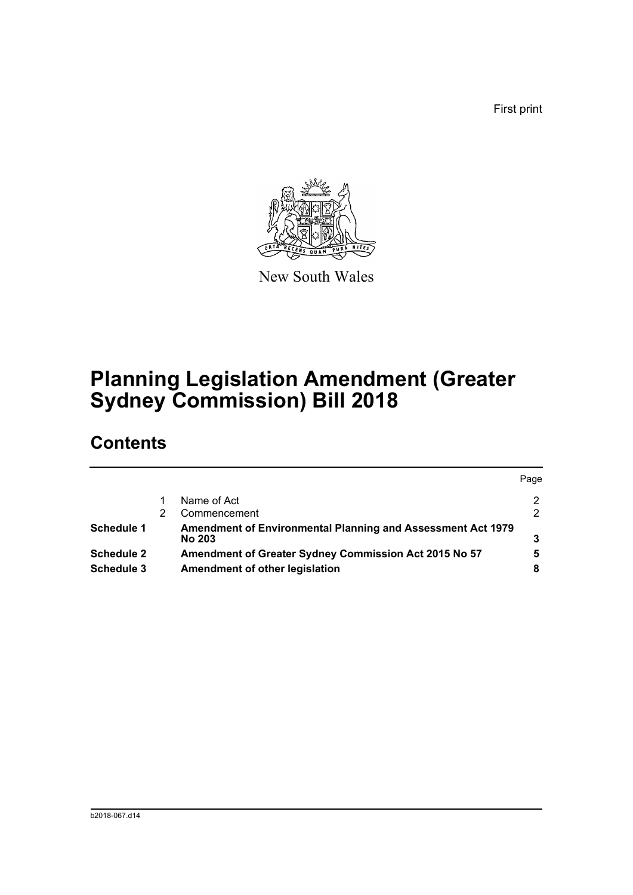First print

New South Wales

# Planning Legislation Amendment (Greater Sydney Commission) Bill 2018

## Contents

| | | | Page |
|---|---|---|---|
| | 1 | Name of Act | 2 |
| | 2 | Commencement | 2 |
| **Schedule 1** | | **Amendment of Environmental Planning and Assessment Act 1979 No 203** | **3** |
| **Schedule 2** | | **Amendment of Greater Sydney Commission Act 2015 No 57** | **5** |
| **Schedule 3** | | **Amendment of other legislation** | **8** |

b2018-067.d14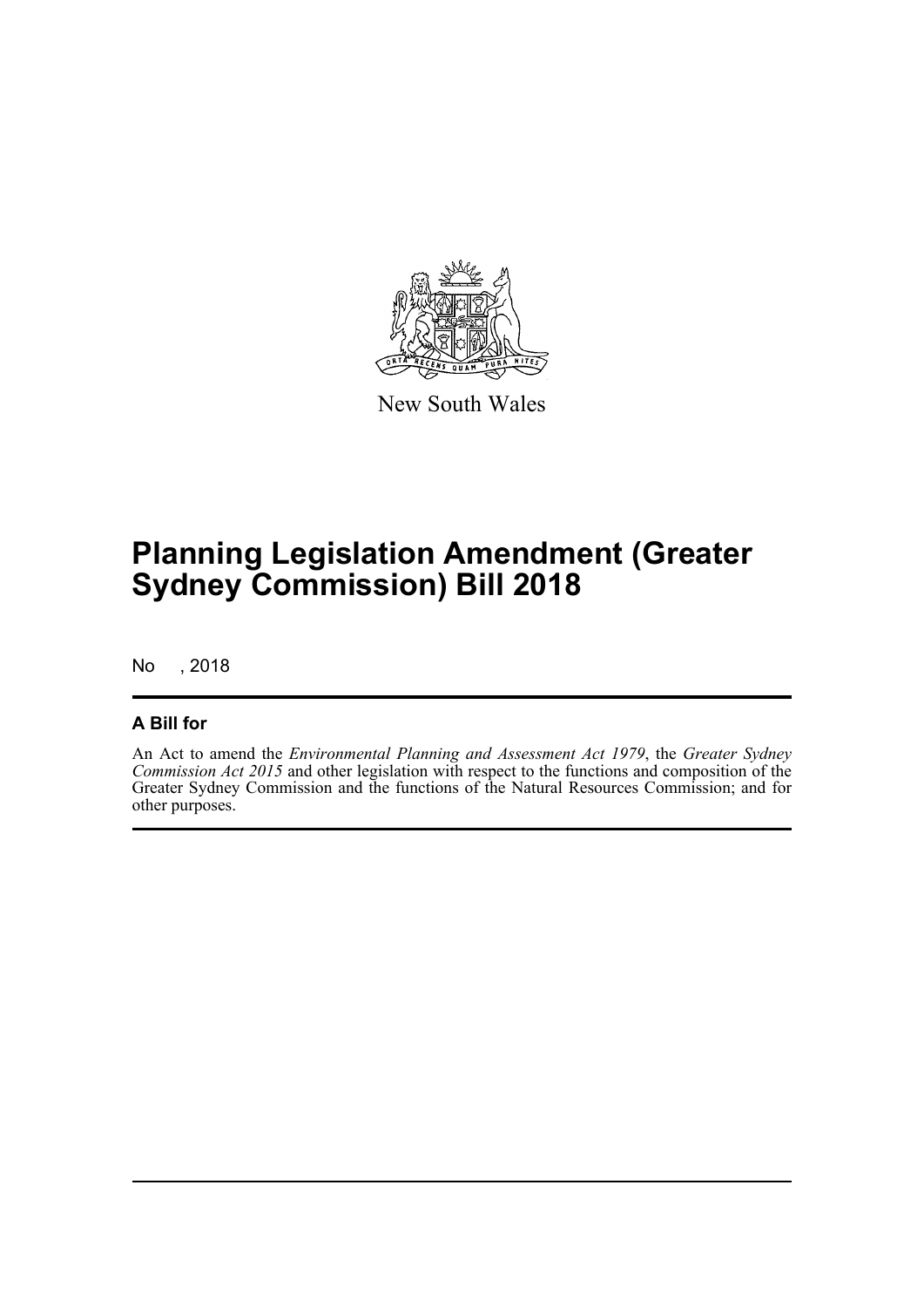New South Wales

# Planning Legislation Amendment (Greater Sydney Commission) Bill 2018

No , 2018

## A Bill for

An Act to amend the *Environmental Planning and Assessment Act 1979*, the *Greater Sydney Commission Act 2015* and other legislation with respect to the functions and composition of the Greater Sydney Commission and the functions of the Natural Resources Commission; and for other purposes.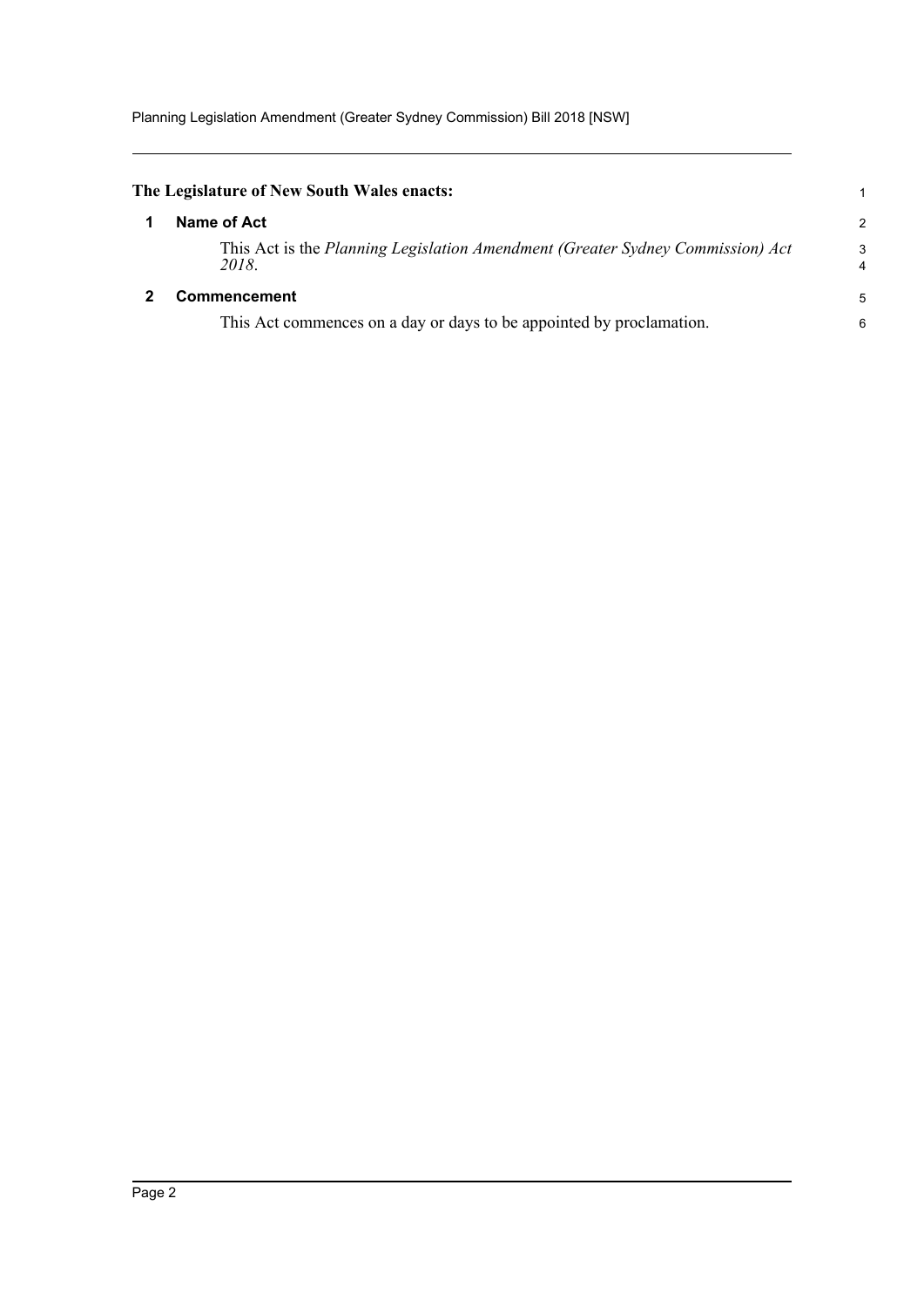**The Legislature of New South Wales enacts:**

## 1 Name of Act

This Act is the *Planning Legislation Amendment (Greater Sydney Commission) Act 2018*.

## 2 Commencement

This Act commences on a day or days to be appointed by proclamation.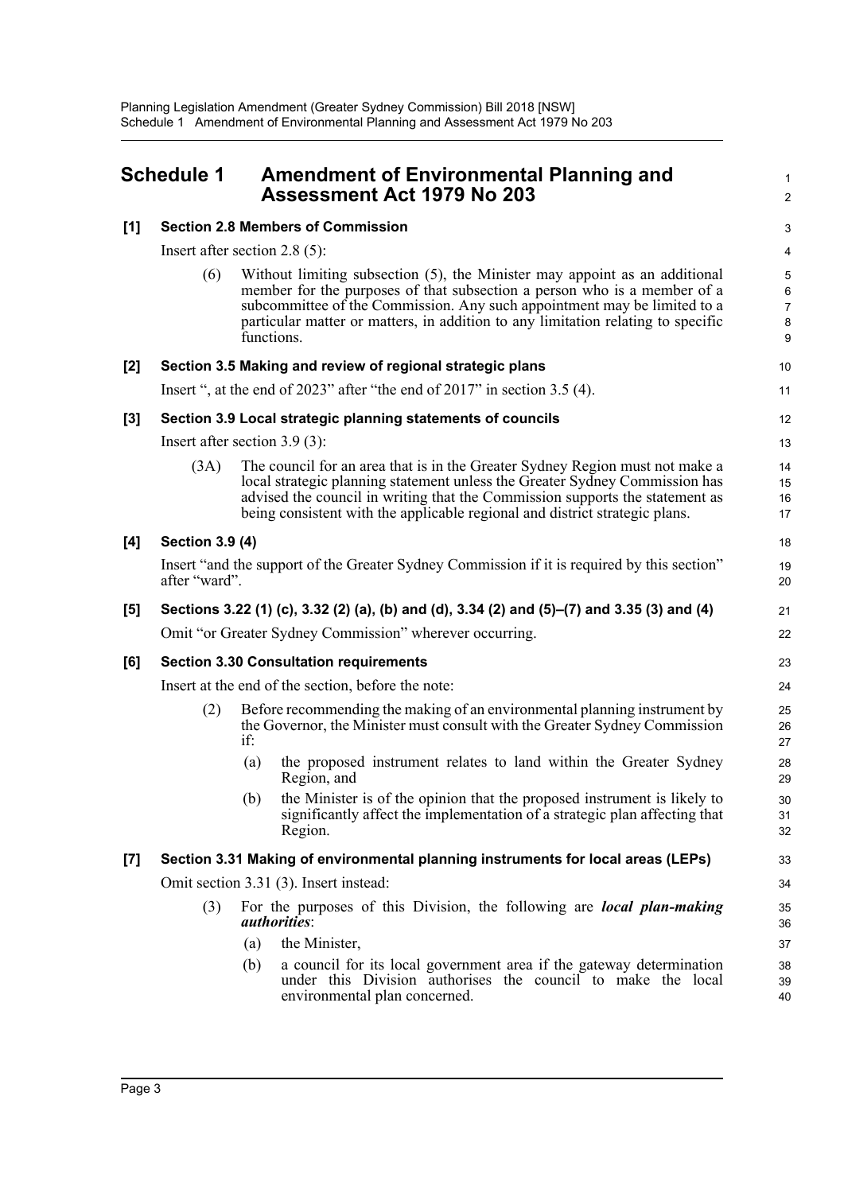## Schedule 1 Amendment of Environmental Planning and Assessment Act 1979 No 203

**[1] Section 2.8 Members of Commission**

Insert after section 2.8 (5):

(6) Without limiting subsection (5), the Minister may appoint as an additional member for the purposes of that subsection a person who is a member of a subcommittee of the Commission. Any such appointment may be limited to a particular matter or matters, in addition to any limitation relating to specific functions.

**[2] Section 3.5 Making and review of regional strategic plans**

Insert ", at the end of 2023" after "the end of 2017" in section 3.5 (4).

**[3] Section 3.9 Local strategic planning statements of councils**

Insert after section 3.9 (3):

(3A) The council for an area that is in the Greater Sydney Region must not make a local strategic planning statement unless the Greater Sydney Commission has advised the council in writing that the Commission supports the statement as being consistent with the applicable regional and district strategic plans.

**[4] Section 3.9 (4)**

Insert "and the support of the Greater Sydney Commission if it is required by this section" after "ward".

**[5] Sections 3.22 (1) (c), 3.32 (2) (a), (b) and (d), 3.34 (2) and (5)–(7) and 3.35 (3) and (4)**

Omit "or Greater Sydney Commission" wherever occurring.

**[6] Section 3.30 Consultation requirements**

Insert at the end of the section, before the note:

(2) Before recommending the making of an environmental planning instrument by the Governor, the Minister must consult with the Greater Sydney Commission if:

(a) the proposed instrument relates to land within the Greater Sydney Region, and

(b) the Minister is of the opinion that the proposed instrument is likely to significantly affect the implementation of a strategic plan affecting that Region.

**[7] Section 3.31 Making of environmental planning instruments for local areas (LEPs)**

Omit section 3.31 (3). Insert instead:

(3) For the purposes of this Division, the following are ***local plan-making authorities***:

(a) the Minister,

(b) a council for its local government area if the gateway determination under this Division authorises the council to make the local environmental plan concerned.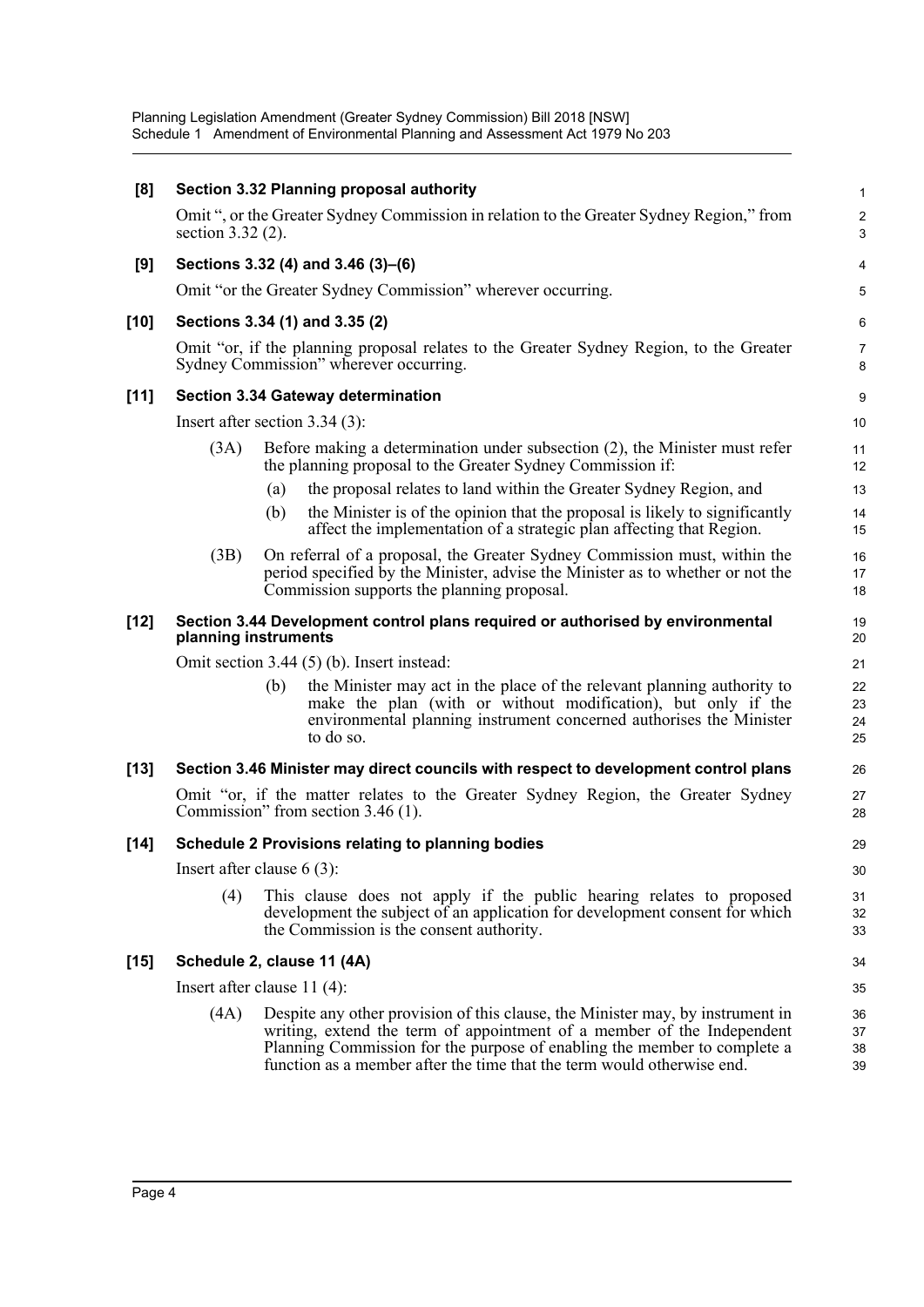**[8] Section 3.32 Planning proposal authority**

Omit ", or the Greater Sydney Commission in relation to the Greater Sydney Region," from section 3.32 (2).

**[9] Sections 3.32 (4) and 3.46 (3)–(6)**

Omit "or the Greater Sydney Commission" wherever occurring.

**[10] Sections 3.34 (1) and 3.35 (2)**

Omit "or, if the planning proposal relates to the Greater Sydney Region, to the Greater Sydney Commission" wherever occurring.

**[11] Section 3.34 Gateway determination**

Insert after section 3.34 (3):

> (3A) Before making a determination under subsection (2), the Minister must refer the planning proposal to the Greater Sydney Commission if:
>
> (a) the proposal relates to land within the Greater Sydney Region, and
>
> (b) the Minister is of the opinion that the proposal is likely to significantly affect the implementation of a strategic plan affecting that Region.
>
> (3B) On referral of a proposal, the Greater Sydney Commission must, within the period specified by the Minister, advise the Minister as to whether or not the Commission supports the planning proposal.

**[12] Section 3.44 Development control plans required or authorised by environmental planning instruments**

Omit section 3.44 (5) (b). Insert instead:

> (b) the Minister may act in the place of the relevant planning authority to make the plan (with or without modification), but only if the environmental planning instrument concerned authorises the Minister to do so.

**[13] Section 3.46 Minister may direct councils with respect to development control plans**

Omit "or, if the matter relates to the Greater Sydney Region, the Greater Sydney Commission" from section 3.46 (1).

**[14] Schedule 2 Provisions relating to planning bodies**

Insert after clause 6 (3):

> (4) This clause does not apply if the public hearing relates to proposed development the subject of an application for development consent for which the Commission is the consent authority.

**[15] Schedule 2, clause 11 (4A)**

Insert after clause 11 (4):

> (4A) Despite any other provision of this clause, the Minister may, by instrument in writing, extend the term of appointment of a member of the Independent Planning Commission for the purpose of enabling the member to complete a function as a member after the time that the term would otherwise end.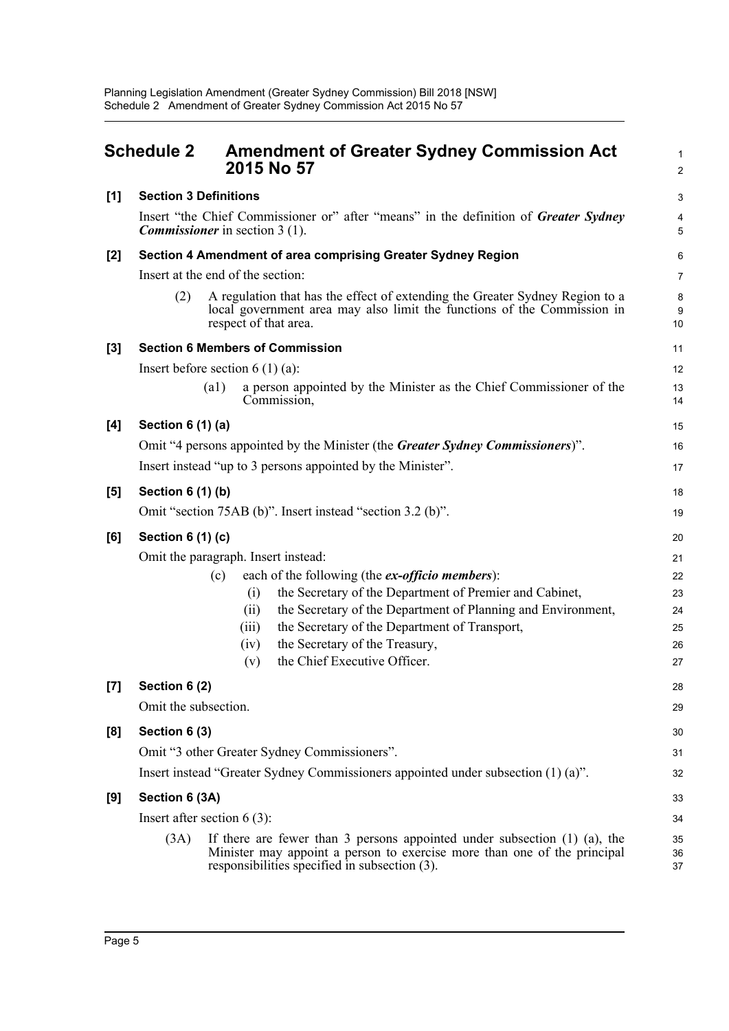## Schedule 2 Amendment of Greater Sydney Commission Act 2015 No 57

### [1] Section 3 Definitions

Insert "the Chief Commissioner or" after "means" in the definition of ***Greater Sydney Commissioner*** in section 3 (1).

### [2] Section 4 Amendment of area comprising Greater Sydney Region

Insert at the end of the section:

(2) A regulation that has the effect of extending the Greater Sydney Region to a local government area may also limit the functions of the Commission in respect of that area.

### [3] Section 6 Members of Commission

Insert before section 6 (1) (a):

(a1) a person appointed by the Minister as the Chief Commissioner of the Commission,

### [4] Section 6 (1) (a)

Omit "4 persons appointed by the Minister (the ***Greater Sydney Commissioners***)".

Insert instead "up to 3 persons appointed by the Minister".

### [5] Section 6 (1) (b)

Omit "section 75AB (b)". Insert instead "section 3.2 (b)".

### [6] Section 6 (1) (c)

Omit the paragraph. Insert instead:

(c) each of the following (the ***ex-officio members***):

(i) the Secretary of the Department of Premier and Cabinet,

(ii) the Secretary of the Department of Planning and Environment,

(iii) the Secretary of the Department of Transport,

(iv) the Secretary of the Treasury,

(v) the Chief Executive Officer.

### [7] Section 6 (2)

Omit the subsection.

### [8] Section 6 (3)

Omit "3 other Greater Sydney Commissioners".

Insert instead "Greater Sydney Commissioners appointed under subsection (1) (a)".

### [9] Section 6 (3A)

Insert after section 6 (3):

(3A) If there are fewer than 3 persons appointed under subsection (1) (a), the Minister may appoint a person to exercise more than one of the principal responsibilities specified in subsection (3).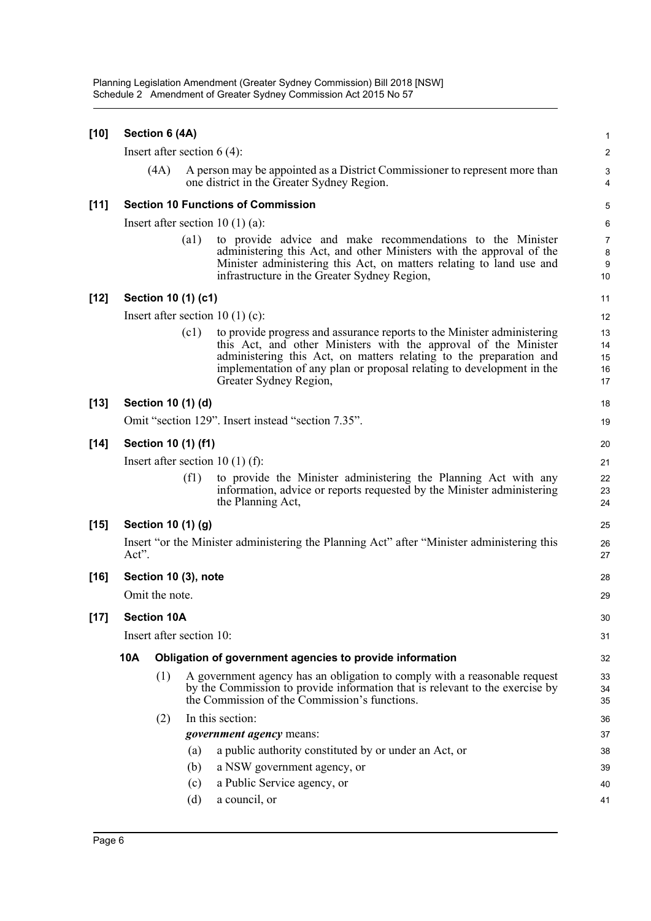**[10] Section 6 (4A)**

Insert after section 6 (4):

(4A) A person may be appointed as a District Commissioner to represent more than one district in the Greater Sydney Region.

**[11] Section 10 Functions of Commission**

Insert after section 10 (1) (a):

(a1) to provide advice and make recommendations to the Minister administering this Act, and other Ministers with the approval of the Minister administering this Act, on matters relating to land use and infrastructure in the Greater Sydney Region,

**[12] Section 10 (1) (c1)**

Insert after section 10 (1) (c):

(c1) to provide progress and assurance reports to the Minister administering this Act, and other Ministers with the approval of the Minister administering this Act, on matters relating to the preparation and implementation of any plan or proposal relating to development in the Greater Sydney Region,

**[13] Section 10 (1) (d)**

Omit "section 129". Insert instead "section 7.35".

**[14] Section 10 (1) (f1)**

Insert after section 10 (1) (f):

(f1) to provide the Minister administering the Planning Act with any information, advice or reports requested by the Minister administering the Planning Act,

**[15] Section 10 (1) (g)**

Insert "or the Minister administering the Planning Act" after "Minister administering this Act".

**[16] Section 10 (3), note**

Omit the note.

**[17] Section 10A**

Insert after section 10:

**10A Obligation of government agencies to provide information**

(1) A government agency has an obligation to comply with a reasonable request by the Commission to provide information that is relevant to the exercise by the Commission of the Commission's functions.

(2) In this section:

***government agency*** means:

(a) a public authority constituted by or under an Act, or

(b) a NSW government agency, or

(c) a Public Service agency, or

(d) a council, or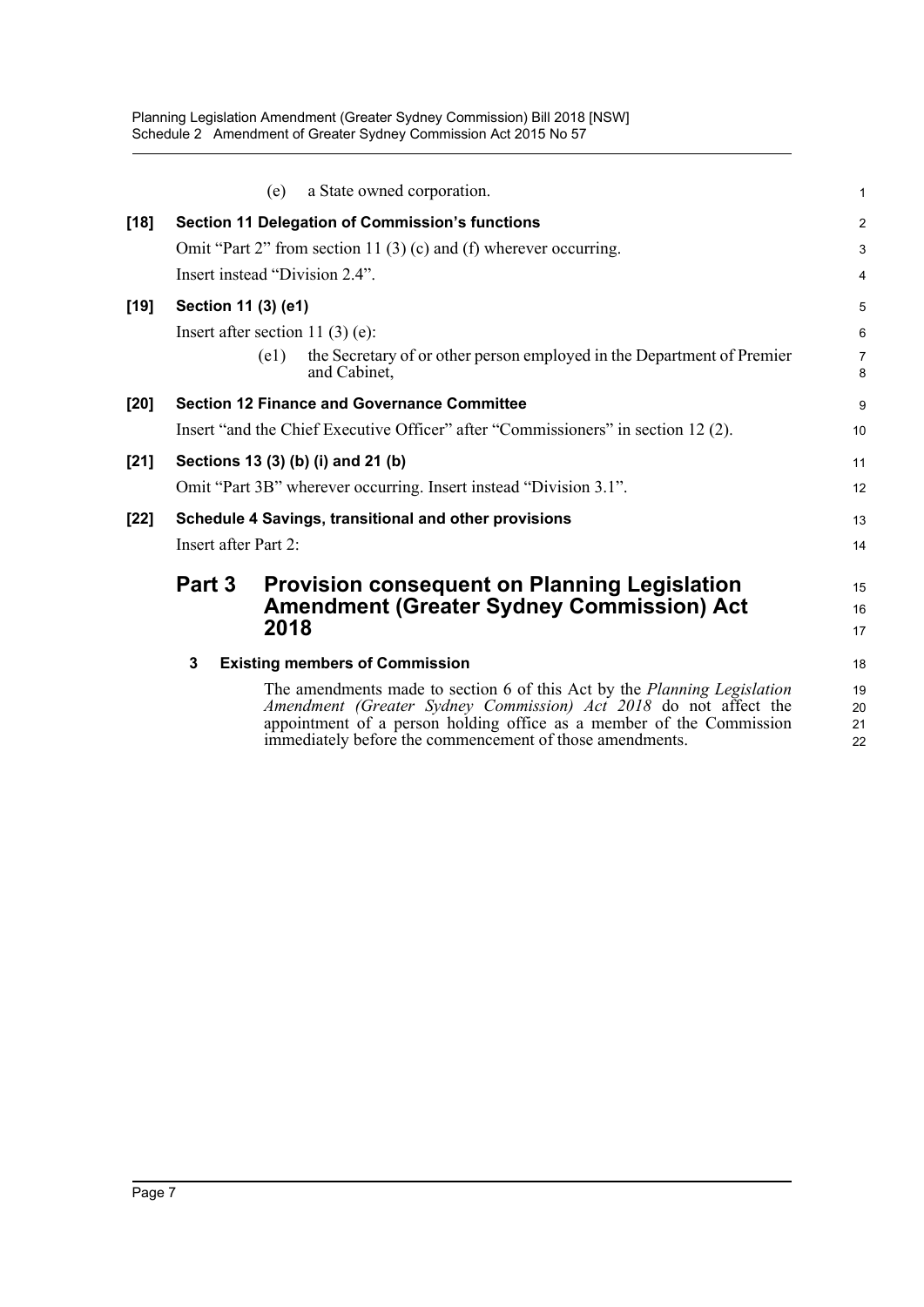(e) a State owned corporation.

**[18] Section 11 Delegation of Commission's functions**

Omit "Part 2" from section 11 (3) (c) and (f) wherever occurring.

Insert instead "Division 2.4".

**[19] Section 11 (3) (e1)**

Insert after section 11 (3) (e):

(e1) the Secretary of or other person employed in the Department of Premier and Cabinet,

**[20] Section 12 Finance and Governance Committee**

Insert "and the Chief Executive Officer" after "Commissioners" in section 12 (2).

**[21] Sections 13 (3) (b) (i) and 21 (b)**

Omit "Part 3B" wherever occurring. Insert instead "Division 3.1".

**[22] Schedule 4 Savings, transitional and other provisions**

Insert after Part 2:

## Part 3 Provision consequent on Planning Legislation Amendment (Greater Sydney Commission) Act 2018

### 3 Existing members of Commission

The amendments made to section 6 of this Act by the *Planning Legislation Amendment (Greater Sydney Commission) Act 2018* do not affect the appointment of a person holding office as a member of the Commission immediately before the commencement of those amendments.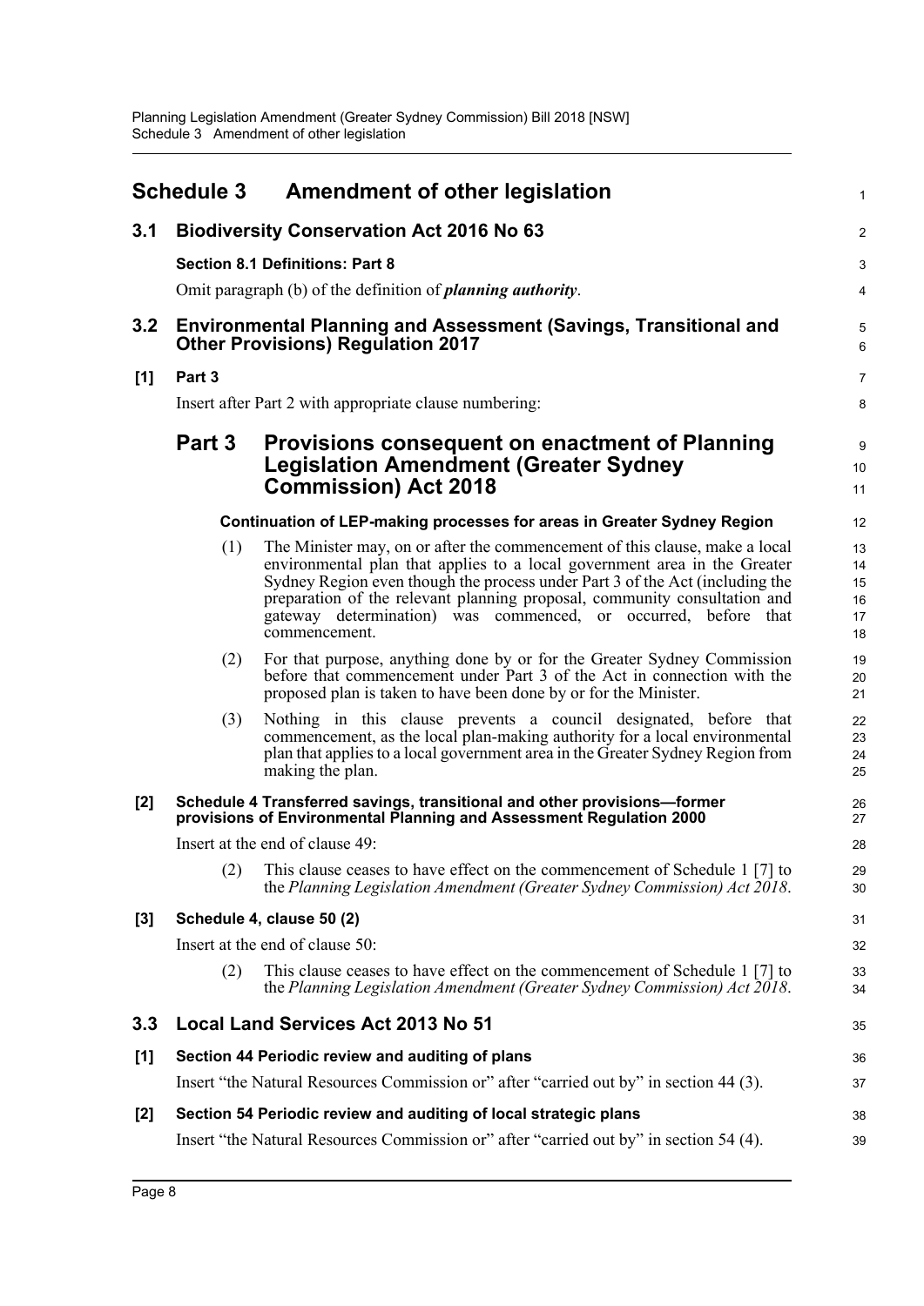# Schedule 3 Amendment of other legislation

## 3.1 Biodiversity Conservation Act 2016 No 63

**Section 8.1 Definitions: Part 8**

Omit paragraph (b) of the definition of ***planning authority***.

## 3.2 Environmental Planning and Assessment (Savings, Transitional and Other Provisions) Regulation 2017

**[1] Part 3**

Insert after Part 2 with appropriate clause numbering:

### Part 3 Provisions consequent on enactment of Planning Legislation Amendment (Greater Sydney Commission) Act 2018

**Continuation of LEP-making processes for areas in Greater Sydney Region**

(1) The Minister may, on or after the commencement of this clause, make a local environmental plan that applies to a local government area in the Greater Sydney Region even though the process under Part 3 of the Act (including the preparation of the relevant planning proposal, community consultation and gateway determination) was commenced, or occurred, before that commencement.

(2) For that purpose, anything done by or for the Greater Sydney Commission before that commencement under Part 3 of the Act in connection with the proposed plan is taken to have been done by or for the Minister.

(3) Nothing in this clause prevents a council designated, before that commencement, as the local plan-making authority for a local environmental plan that applies to a local government area in the Greater Sydney Region from making the plan.

**[2] Schedule 4 Transferred savings, transitional and other provisions—former provisions of Environmental Planning and Assessment Regulation 2000**

Insert at the end of clause 49:

(2) This clause ceases to have effect on the commencement of Schedule 1 [7] to the *Planning Legislation Amendment (Greater Sydney Commission) Act 2018*.

**[3] Schedule 4, clause 50 (2)**

Insert at the end of clause 50:

(2) This clause ceases to have effect on the commencement of Schedule 1 [7] to the *Planning Legislation Amendment (Greater Sydney Commission) Act 2018*.

## 3.3 Local Land Services Act 2013 No 51

**[1] Section 44 Periodic review and auditing of plans**

Insert "the Natural Resources Commission or" after "carried out by" in section 44 (3).

**[2] Section 54 Periodic review and auditing of local strategic plans**

Insert "the Natural Resources Commission or" after "carried out by" in section 54 (4).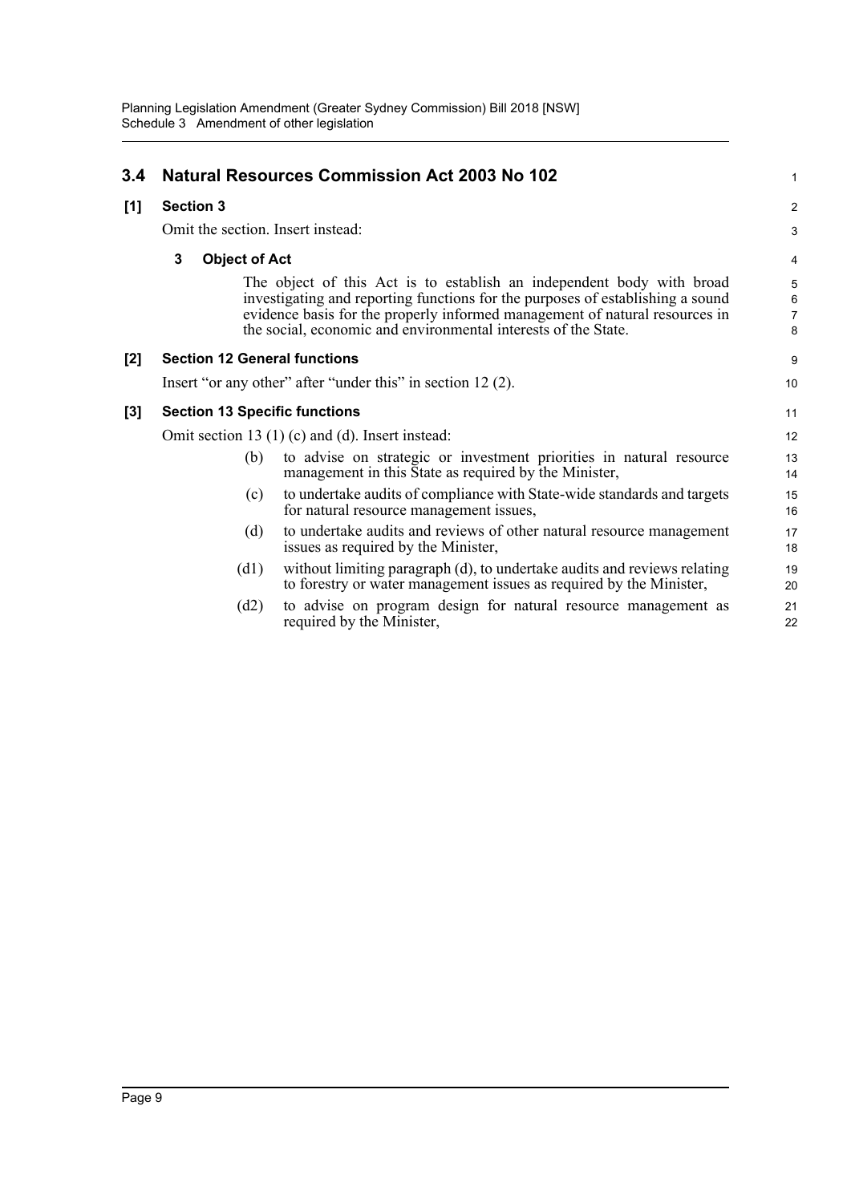## 3.4 Natural Resources Commission Act 2003 No 102

**[1] Section 3**

Omit the section. Insert instead:

**3 Object of Act**

The object of this Act is to establish an independent body with broad investigating and reporting functions for the purposes of establishing a sound evidence basis for the properly informed management of natural resources in the social, economic and environmental interests of the State.

**[2] Section 12 General functions**

Insert "or any other" after "under this" in section 12 (2).

**[3] Section 13 Specific functions**

Omit section 13 (1) (c) and (d). Insert instead:

(b) to advise on strategic or investment priorities in natural resource management in this State as required by the Minister,

(c) to undertake audits of compliance with State-wide standards and targets for natural resource management issues,

(d) to undertake audits and reviews of other natural resource management issues as required by the Minister,

(d1) without limiting paragraph (d), to undertake audits and reviews relating to forestry or water management issues as required by the Minister,

(d2) to advise on program design for natural resource management as required by the Minister,